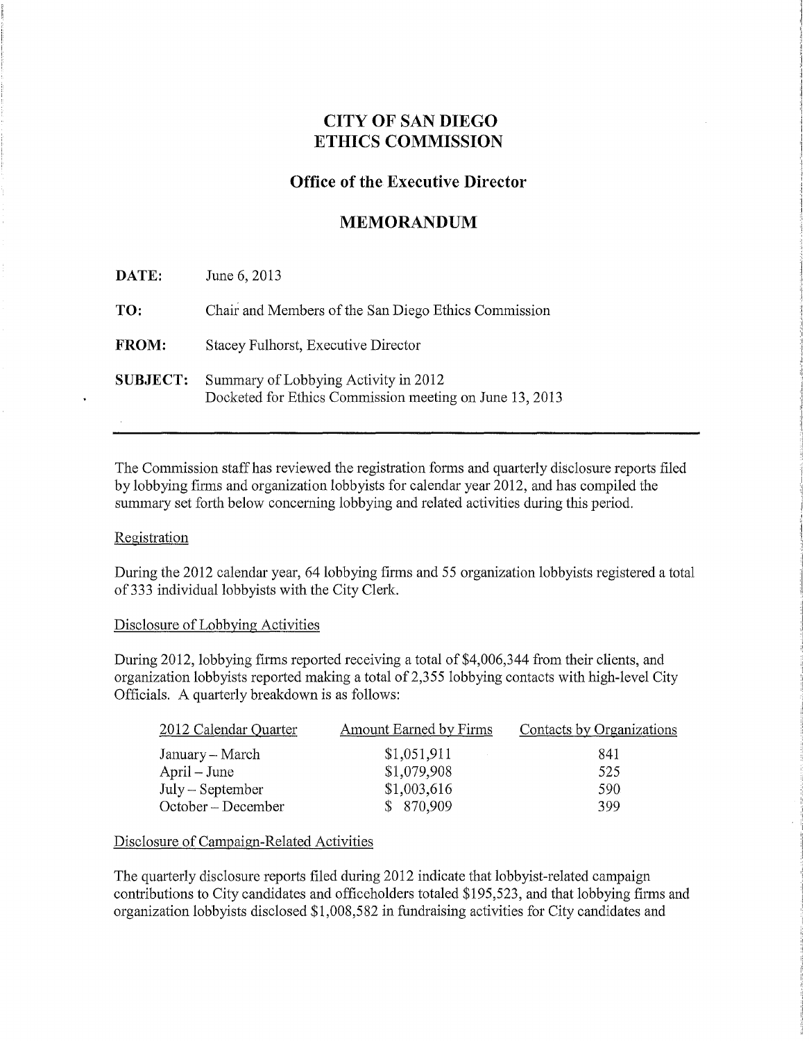# CITY OF SAN DIEGO ETHICS COMMISSION

## Office of the Executive Director

## MEMORANDUM

**DATE:** June 6, 2013

**TO:** Chair and Members of the San Diego Ethics Commission

**FROM:** Stacey Fulhorst, Executive Director

**SUBJECT:** Summary of Lobbying Activity in 2012
Docketed for Ethics Commission meeting on June 13, 2013

---

The Commission staff has reviewed the registration forms and quarterly disclosure reports filed by lobbying firms and organization lobbyists for calendar year 2012, and has compiled the summary set forth below concerning lobbying and related activities during this period.

Registration

During the 2012 calendar year, 64 lobbying firms and 55 organization lobbyists registered a total of 333 individual lobbyists with the City Clerk.

Disclosure of Lobbying Activities

During 2012, lobbying firms reported receiving a total of $4,006,344 from their clients, and organization lobbyists reported making a total of 2,355 lobbying contacts with high-level City Officials. A quarterly breakdown is as follows:

| 2012 Calendar Quarter | Amount Earned by Firms | Contacts by Organizations |
|---|---|---|
| January – March | $1,051,911 | 841 |
| April – June | $1,079,908 | 525 |
| July – September | $1,003,616 | 590 |
| October – December | $ 870,909 | 399 |

Disclosure of Campaign-Related Activities

The quarterly disclosure reports filed during 2012 indicate that lobbyist-related campaign contributions to City candidates and officeholders totaled $195,523, and that lobbying firms and organization lobbyists disclosed $1,008,582 in fundraising activities for City candidates and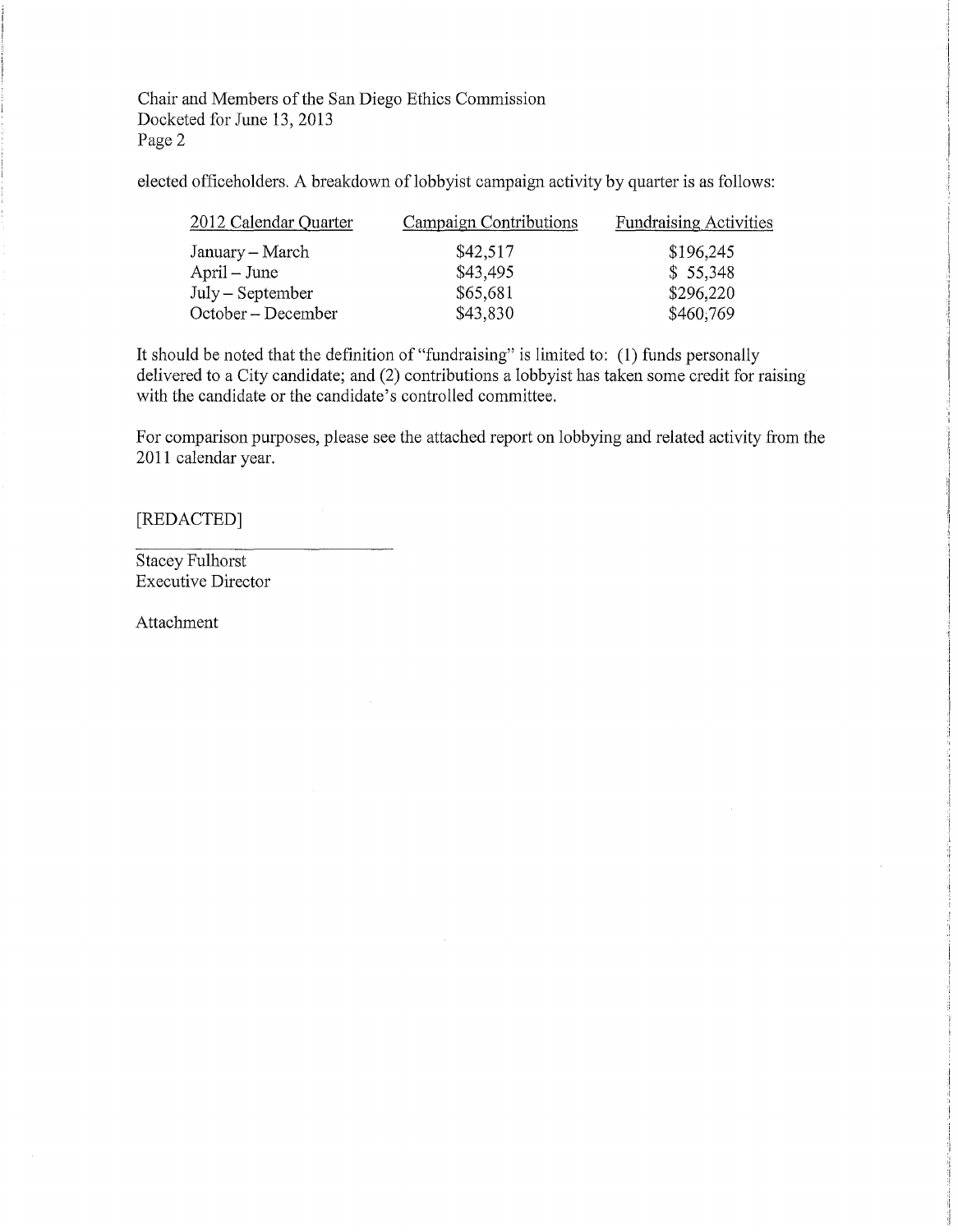elected officeholders. A breakdown of lobbyist campaign activity by quarter is as follows:

| 2012 Calendar Quarter | Campaign Contributions | Fundraising Activities |
|---|---|---|
| January – March | $42,517 | $196,245 |
| April – June | $43,495 | $ 55,348 |
| July – September | $65,681 | $296,220 |
| October – December | $43,830 | $460,769 |

It should be noted that the definition of "fundraising" is limited to: (1) funds personally delivered to a City candidate; and (2) contributions a lobbyist has taken some credit for raising with the candidate or the candidate's controlled committee.

For comparison purposes, please see the attached report on lobbying and related activity from the 2011 calendar year.

[REDACTED]

Stacey Fulhorst
Executive Director

Attachment